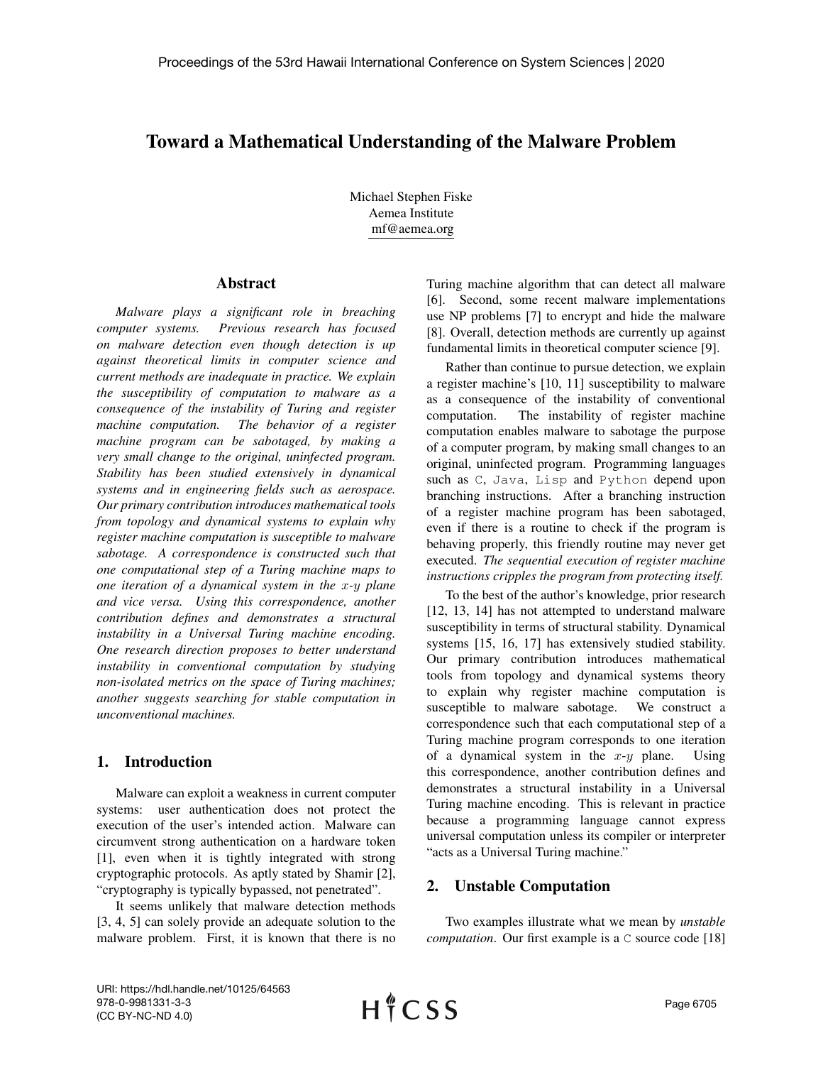# Toward a Mathematical Understanding of the Malware Problem

Michael Stephen Fiske
Aemea Institute
mf@aemea.org

## Abstract

*Malware plays a significant role in breaching computer systems. Previous research has focused on malware detection even though detection is up against theoretical limits in computer science and current methods are inadequate in practice. We explain the susceptibility of computation to malware as a consequence of the instability of Turing and register machine computation. The behavior of a register machine program can be sabotaged, by making a very small change to the original, uninfected program. Stability has been studied extensively in dynamical systems and in engineering fields such as aerospace. Our primary contribution introduces mathematical tools from topology and dynamical systems to explain why register machine computation is susceptible to malware sabotage. A correspondence is constructed such that one computational step of a Turing machine maps to one iteration of a dynamical system in the $x$-$y$ plane and vice versa. Using this correspondence, another contribution defines and demonstrates a structural instability in a Universal Turing machine encoding. One research direction proposes to better understand instability in conventional computation by studying non-isolated metrics on the space of Turing machines; another suggests searching for stable computation in unconventional machines.*

## 1. Introduction

Malware can exploit a weakness in current computer systems: user authentication does not protect the execution of the user's intended action. Malware can circumvent strong authentication on a hardware token [1], even when it is tightly integrated with strong cryptographic protocols. As aptly stated by Shamir [2], "cryptography is typically bypassed, not penetrated".

It seems unlikely that malware detection methods [3, 4, 5] can solely provide an adequate solution to the malware problem. First, it is known that there is no Turing machine algorithm that can detect all malware [6]. Second, some recent malware implementations use NP problems [7] to encrypt and hide the malware [8]. Overall, detection methods are currently up against fundamental limits in theoretical computer science [9].

Rather than continue to pursue detection, we explain a register machine's [10, 11] susceptibility to malware as a consequence of the instability of conventional computation. The instability of register machine computation enables malware to sabotage the purpose of a computer program, by making small changes to an original, uninfected program. Programming languages such as `C`, `Java`, `Lisp` and `Python` depend upon branching instructions. After a branching instruction of a register machine program has been sabotaged, even if there is a routine to check if the program is behaving properly, this friendly routine may never get executed. *The sequential execution of register machine instructions cripples the program from protecting itself.*

To the best of the author's knowledge, prior research [12, 13, 14] has not attempted to understand malware susceptibility in terms of structural stability. Dynamical systems [15, 16, 17] has extensively studied stability. Our primary contribution introduces mathematical tools from topology and dynamical systems theory to explain why register machine computation is susceptible to malware sabotage. We construct a correspondence such that each computational step of a Turing machine program corresponds to one iteration of a dynamical system in the $x$-$y$ plane. Using this correspondence, another contribution defines and demonstrates a structural instability in a Universal Turing machine encoding. This is relevant in practice because a programming language cannot express universal computation unless its compiler or interpreter "acts as a Universal Turing machine."

## 2. Unstable Computation

Two examples illustrate what we mean by *unstable computation*. Our first example is a `C` source code [18]

URI: https://hdl.handle.net/10125/64563
978-0-9981331-3-3
(CC BY-NC-ND 4.0)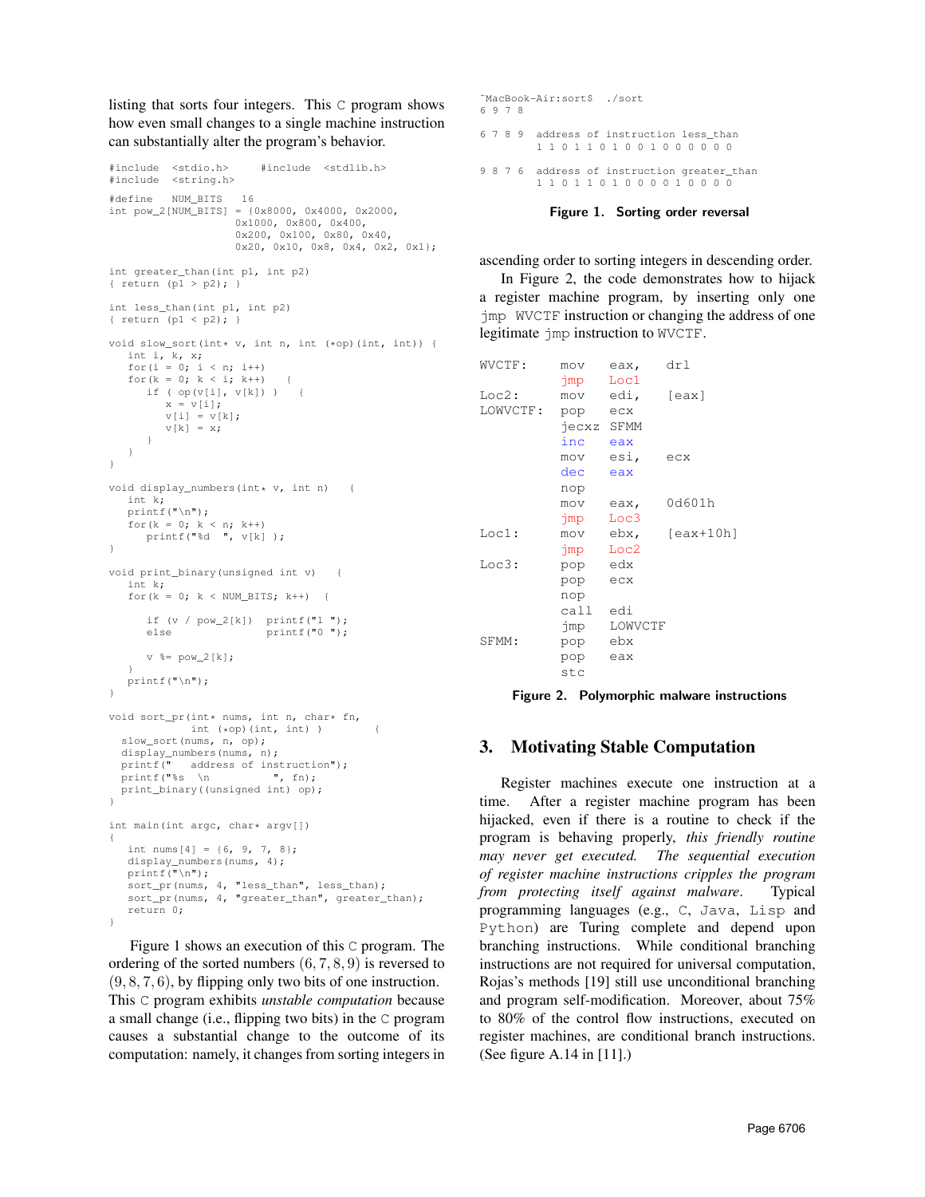listing that sorts four integers. This C program shows how even small changes to a single machine instruction can substantially alter the program's behavior.

```
#include  <stdio.h>     #include  <stdlib.h>
#include  <string.h>

#define   NUM_BITS   16
int pow_2[NUM_BITS] = {0x8000, 0x4000, 0x2000,
                       0x1000, 0x800, 0x400,
                       0x200, 0x100, 0x80, 0x40,
                       0x20, 0x10, 0x8, 0x4, 0x2, 0x1};

int greater_than(int p1, int p2)
{ return (p1 > p2); }

int less_than(int p1, int p2)
{ return (p1 < p2); }

void slow_sort(int* v, int n, int (*op)(int, int)) {
   int i, k, x;
   for(i = 0; i < n; i++)
   for(k = 0; k < i; k++)   {
      if ( op(v[i], v[k]) )   {
         x = v[i];
         v[i] = v[k];
         v[k] = x;
      }
   }
}

void display_numbers(int* v, int n)   {
   int k;
   printf("\n");
   for(k = 0; k < n; k++)
      printf("%d  ", v[k] );
}

void print_binary(unsigned int v)   {
   int k;
   for(k = 0; k < NUM_BITS; k++)  {

      if (v / pow_2[k])  printf("1 ");
      else               printf("0 ");

      v %= pow_2[k];
   }
   printf("\n");
}

void sort_pr(int* nums, int n, char* fn,
             int (*op)(int, int) )        {
  slow_sort(nums, n, op);
  display_numbers(nums, n);
  printf("   address of instruction");
  printf("%s  \n          ", fn);
  print_binary((unsigned int) op);
}

int main(int argc, char* argv[])
{
   int nums[4] = {6, 9, 7, 8};
   display_numbers(nums, 4);
   printf("\n");
   sort_pr(nums, 4, "less_than", less_than);
   sort_pr(nums, 4, "greater_than", greater_than);
   return 0;
}
```

Figure 1 shows an execution of this C program. The ordering of the sorted numbers $(6, 7, 8, 9)$ is reversed to $(9, 8, 7, 6)$, by flipping only two bits of one instruction. This C program exhibits *unstable computation* because a small change (i.e., flipping two bits) in the C program causes a substantial change to the outcome of its computation: namely, it changes from sorting integers in ascending order to sorting integers in descending order.

```
~MacBook-Air:sort$  ./sort
6 9 7 8

6 7 8 9  address of instruction less_than
         1 1 0 1 1 0 1 0 0 1 0 0 0 0 0 0

9 8 7 6  address of instruction greater_than
         1 1 0 1 1 0 1 0 0 0 0 1 0 0 0 0
```

**Figure 1. Sorting order reversal**

In Figure 2, the code demonstrates how to hijack a register machine program, by inserting only one `jmp WVCTF` instruction or changing the address of one legitimate `jmp` instruction to `WVCTF`.

```
WVCTF:     mov    eax,   drl
           jmp    Loc1
Loc2:      mov    edi,   [eax]
LOWVCTF:   pop    ecx
           jecxz  SFMM
           inc    eax
           mov    esi,   ecx
           dec    eax
           nop
           mov    eax,   0d601h
           jmp    Loc3
Loc1:      mov    ebx,   [eax+10h]
           jmp    Loc2
Loc3:      pop    edx
           pop    ecx
           nop
           call   edi
           jmp    LOWVCTF
SFMM:      pop    ebx
           pop    eax
           stc
```

**Figure 2. Polymorphic malware instructions**

## 3. Motivating Stable Computation

Register machines execute one instruction at a time. After a register machine program has been hijacked, even if there is a routine to check if the program is behaving properly, *this friendly routine may never get executed. The sequential execution of register machine instructions cripples the program from protecting itself against malware.* Typical programming languages (e.g., C, Java, Lisp and Python) are Turing complete and depend upon branching instructions. While conditional branching instructions are not required for universal computation, Rojas's methods [19] still use unconditional branching and program self-modification. Moreover, about 75% to 80% of the control flow instructions, executed on register machines, are conditional branch instructions. (See figure A.14 in [11].)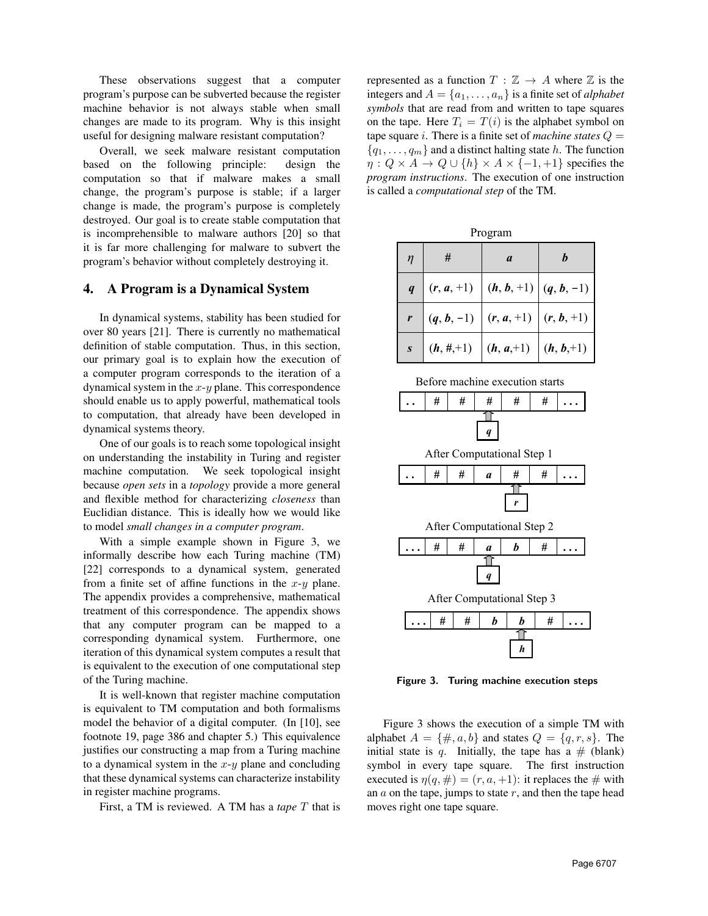These observations suggest that a computer program's purpose can be subverted because the register machine behavior is not always stable when small changes are made to its program. Why is this insight useful for designing malware resistant computation?

Overall, we seek malware resistant computation based on the following principle: design the computation so that if malware makes a small change, the program's purpose is stable; if a larger change is made, the program's purpose is completely destroyed. Our goal is to create stable computation that is incomprehensible to malware authors [20] so that it is far more challenging for malware to subvert the program's behavior without completely destroying it.

## 4. A Program is a Dynamical System

In dynamical systems, stability has been studied for over 80 years [21]. There is currently no mathematical definition of stable computation. Thus, in this section, our primary goal is to explain how the execution of a computer program corresponds to the iteration of a dynamical system in the $x$-$y$ plane. This correspondence should enable us to apply powerful, mathematical tools to computation, that already have been developed in dynamical systems theory.

One of our goals is to reach some topological insight on understanding the instability in Turing and register machine computation. We seek topological insight because *open sets* in a *topology* provide a more general and flexible method for characterizing *closeness* than Euclidian distance. This is ideally how we would like to model *small changes in a computer program*.

With a simple example shown in Figure 3, we informally describe how each Turing machine (TM) [22] corresponds to a dynamical system, generated from a finite set of affine functions in the $x$-$y$ plane. The appendix provides a comprehensive, mathematical treatment of this correspondence. The appendix shows that any computer program can be mapped to a corresponding dynamical system. Furthermore, one iteration of this dynamical system computes a result that is equivalent to the execution of one computational step of the Turing machine.

It is well-known that register machine computation is equivalent to TM computation and both formalisms model the behavior of a digital computer. (In [10], see footnote 19, page 386 and chapter 5.) This equivalence justifies our constructing a map from a Turing machine to a dynamical system in the $x$-$y$ plane and concluding that these dynamical systems can characterize instability in register machine programs.

First, a TM is reviewed. A TM has a *tape* $T$ that is represented as a function $T : \mathbb{Z} \rightarrow A$ where $\mathbb{Z}$ is the integers and $A = \{a_1, \ldots, a_n\}$ is a finite set of *alphabet symbols* that are read from and written to tape squares on the tape. Here $T_i = T(i)$ is the alphabet symbol on tape square $i$. There is a finite set of *machine states* $Q = \{q_1, \ldots, q_m\}$ and a distinct halting state $h$. The function $\eta : Q \times A \rightarrow Q \cup \{h\} \times A \times \{-1, +1\}$ specifies the *program instructions*. The execution of one instruction is called a *computational step* of the TM.

Program

| $\eta$ | # | $a$ | $b$ |
|---|---|---|---|
| $q$ | $(r, a, +1)$ | $(h, b, +1)$ | $(q, b, -1)$ |
| $r$ | $(q, b, -1)$ | $(r, a, +1)$ | $(r, b, +1)$ |
| $s$ | $(h, \#, +1)$ | $(h, a, +1)$ | $(h, b, +1)$ |

Before machine execution starts

| .. | # | # | # | # | # | ... |
|---|---|---|---|---|---|---|
| | | | ↑ $q$ | | | |

After Computational Step 1

| .. | # | # | $a$ | # | # | ... |
|---|---|---|---|---|---|---|
| | | | | ↑ $r$ | | |

After Computational Step 2

| ... | # | # | $a$ | $b$ | # | ... |
|---|---|---|---|---|---|---|
| | | | ↑ $q$ | | | |

After Computational Step 3

| ... | # | # | $b$ | $b$ | # | ... |
|---|---|---|---|---|---|---|
| | | | | ↑ $h$ | | |

**Figure 3. Turing machine execution steps**

Figure 3 shows the execution of a simple TM with alphabet $A = \{\#, a, b\}$ and states $Q = \{q, r, s\}$. The initial state is $q$. Initially, the tape has a $\#$ (blank) symbol in every tape square. The first instruction executed is $\eta(q, \#) = (r, a, +1)$: it replaces the $\#$ with an $a$ on the tape, jumps to state $r$, and then the tape head moves right one tape square.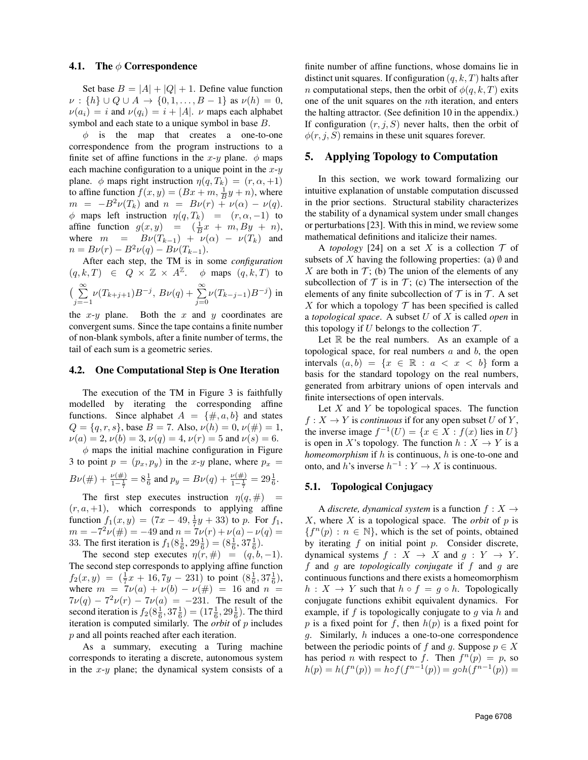### 4.1. The $\phi$ Correspondence

Set base $B = |A| + |Q| + 1$. Define value function $\nu : \{h\} \cup Q \cup A \to \{0, 1, \ldots, B-1\}$ as $\nu(h) = 0$, $\nu(a_i) = i$ and $\nu(q_i) = i + |A|$. $\nu$ maps each alphabet symbol and each state to a unique symbol in base $B$.

$\phi$ is the map that creates a one-to-one correspondence from the program instructions to a finite set of affine functions in the $x$-$y$ plane. $\phi$ maps each machine configuration to a unique point in the $x$-$y$ plane. $\phi$ maps right instruction $\eta(q, T_k) = (r, \alpha, +1)$ to affine function $f(x, y) = (Bx + m, \frac{1}{B}y + n)$, where $m = -B^2\nu(T_k)$ and $n = B\nu(r) + \nu(\alpha) - \nu(q)$. $\phi$ maps left instruction $\eta(q, T_k) = (r, \alpha, -1)$ to affine function $g(x, y) = (\frac{1}{B}x + m, By + n)$, where $m = B\nu(T_{k-1}) + \nu(\alpha) - \nu(T_k)$ and $n = B\nu(r) - B^2\nu(q) - B\nu(T_{k-1})$.

After each step, the TM is in some *configuration* $(q, k, T) \in Q \times \mathbb{Z} \times A^{\mathbb{Z}}$. $\phi$ maps $(q, k, T)$ to $\big(\sum_{j=-1}^{\infty} \nu(T_{k+j+1})B^{-j},\ B\nu(q) + \sum_{j=0}^{\infty} \nu(T_{k-j-1})B^{-j}\big)$ in the $x$-$y$ plane. Both the $x$ and $y$ coordinates are convergent sums. Since the tape contains a finite number of non-blank symbols, after a finite number of terms, the tail of each sum is a geometric series.

### 4.2. One Computational Step is One Iteration

The execution of the TM in Figure 3 is faithfully modelled by iterating the corresponding affine functions. Since alphabet $A = \{\#, a, b\}$ and states $Q = \{q, r, s\}$, base $B = 7$. Also, $\nu(h) = 0$, $\nu(\#) = 1$, $\nu(a) = 2$, $\nu(b) = 3$, $\nu(q) = 4$, $\nu(r) = 5$ and $\nu(s) = 6$.

$\phi$ maps the initial machine configuration in Figure 3 to point $p = (p_x, p_y)$ in the $x$-$y$ plane, where $p_x = B\nu(\#) + \frac{\nu(\#)}{1 - \frac{1}{7}} = 8\frac{1}{6}$ and $p_y = B\nu(q) + \frac{\nu(\#)}{1 - \frac{1}{7}} = 29\frac{1}{6}$.

The first step executes instruction $\eta(q, \#) = (r, a, +1)$, which corresponds to applying affine function $f_1(x, y) = (7x - 49, \frac{1}{7}y + 33)$ to $p$. For $f_1$, $m = -7^2\nu(\#) = -49$ and $n = 7\nu(r) + \nu(a) - \nu(q) = 33$. The first iteration is $f_1(8\frac{1}{6}, 29\frac{1}{6}) = (8\frac{1}{6}, 37\frac{1}{6})$.

The second step executes $\eta(r, \#) = (q, b, -1)$. The second step corresponds to applying affine function $f_2(x, y) = (\frac{1}{7}x + 16, 7y - 231)$ to point $(8\frac{1}{6}, 37\frac{1}{6})$, where $m = 7\nu(a) + \nu(b) - \nu(\#) = 16$ and $n = 7\nu(q) - 7^2\nu(r) - 7\nu(a) = -231$. The result of the second iteration is $f_2(8\frac{1}{6}, 37\frac{1}{6}) = (17\frac{1}{6}, 29\frac{1}{6})$. The third iteration is computed similarly. The *orbit* of $p$ includes $p$ and all points reached after each iteration.

As a summary, executing a Turing machine corresponds to iterating a discrete, autonomous system in the $x$-$y$ plane; the dynamical system consists of a finite number of affine functions, whose domains lie in distinct unit squares. If configuration $(q, k, T)$ halts after $n$ computational steps, then the orbit of $\phi(q, k, T)$ exits one of the unit squares on the $n$th iteration, and enters the halting attractor. (See definition 10 in the appendix.) If configuration $(r, j, S)$ never halts, then the orbit of $\phi(r, j, S)$ remains in these unit squares forever.

## 5. Applying Topology to Computation

In this section, we work toward formalizing our intuitive explanation of unstable computation discussed in the prior sections. Structural stability characterizes the stability of a dynamical system under small changes or perturbations [23]. With this in mind, we review some mathematical definitions and italicize their names.

A *topology* [24] on a set $X$ is a collection $\mathcal{T}$ of subsets of $X$ having the following properties: (a) $\emptyset$ and $X$ are both in $\mathcal{T}$; (b) The union of the elements of any subcollection of $\mathcal{T}$ is in $\mathcal{T}$; (c) The intersection of the elements of any finite subcollection of $\mathcal{T}$ is in $\mathcal{T}$. A set $X$ for which a topology $\mathcal{T}$ has been specified is called a *topological space*. A subset $U$ of $X$ is called *open* in this topology if $U$ belongs to the collection $\mathcal{T}$.

Let $\mathbb{R}$ be the real numbers. As an example of a topological space, for real numbers $a$ and $b$, the open intervals $(a, b) = \{x \in \mathbb{R} : a < x < b\}$ form a basis for the standard topology on the real numbers, generated from arbitrary unions of open intervals and finite intersections of open intervals.

Let $X$ and $Y$ be topological spaces. The function $f : X \to Y$ is *continuous* if for any open subset $U$ of $Y$, the inverse image $f^{-1}(U) = \{x \in X : f(x) \text{ lies in } U\}$ is open in $X$'s topology. The function $h : X \to Y$ is a *homeomorphism* if $h$ is continuous, $h$ is one-to-one and onto, and $h$'s inverse $h^{-1} : Y \to X$ is continuous.

### 5.1. Topological Conjugacy

A *discrete, dynamical system* is a function $f : X \to X$, where $X$ is a topological space. The *orbit* of $p$ is $\{f^n(p) : n \in \mathbb{N}\}$, which is the set of points, obtained by iterating $f$ on initial point $p$. Consider discrete, dynamical systems $f : X \to X$ and $g : Y \to Y$. $f$ and $g$ are *topologically conjugate* if $f$ and $g$ are continuous functions and there exists a homeomorphism $h : X \to Y$ such that $h \circ f = g \circ h$. Topologically conjugate functions exhibit equivalent dynamics. For example, if $f$ is topologically conjugate to $g$ via $h$ and $p$ is a fixed point for $f$, then $h(p)$ is a fixed point for $g$. Similarly, $h$ induces a one-to-one correspondence between the periodic points of $f$ and $g$. Suppose $p \in X$ has period $n$ with respect to $f$. Then $f^n(p) = p$, so $h(p) = h(f^n(p)) = h \circ f(f^{n-1}(p)) = g \circ h(f^{n-1}(p)) =$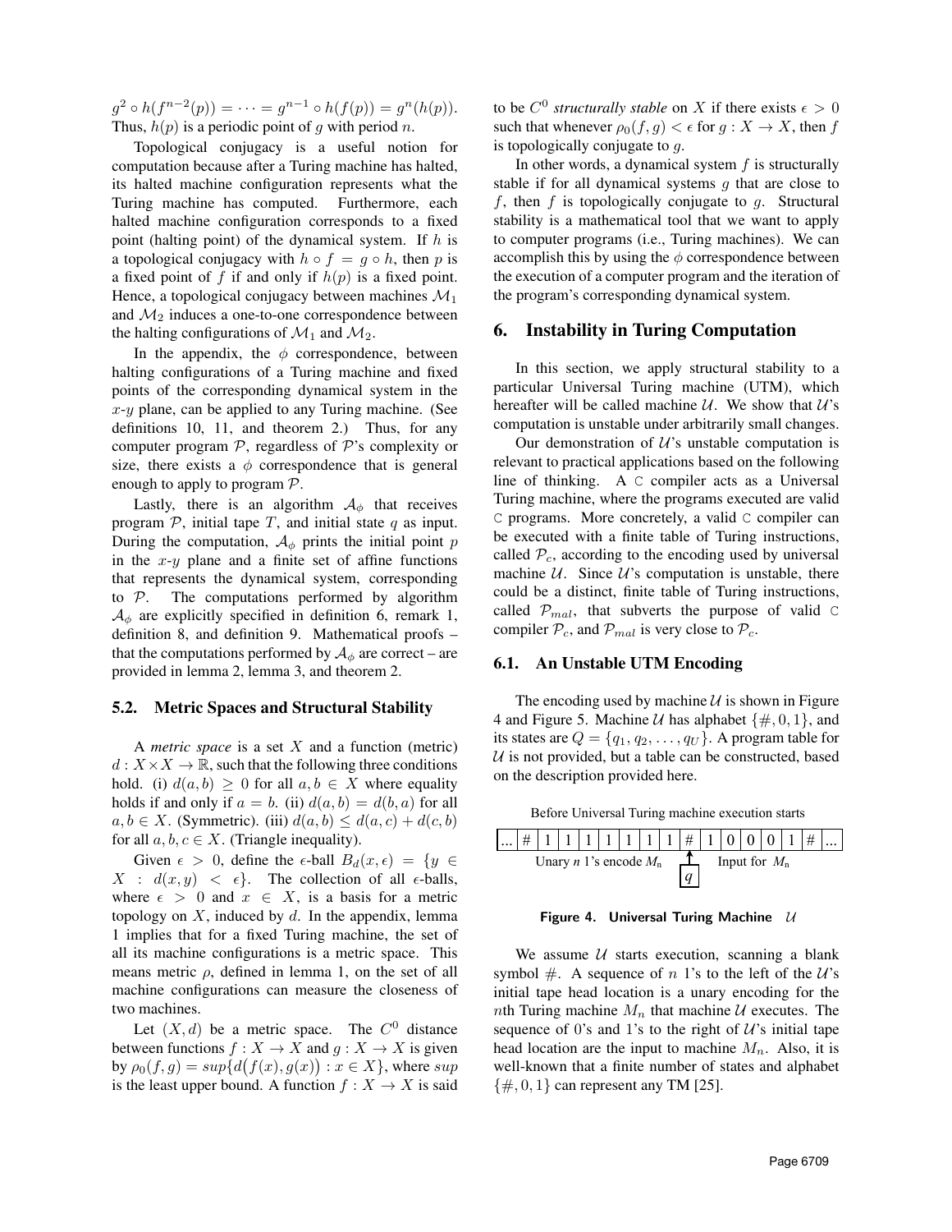$g^2 \circ h(f^{n-2}(p)) = \cdots = g^{n-1} \circ h(f(p)) = g^n(h(p))$. Thus, $h(p)$ is a periodic point of $g$ with period $n$.

Topological conjugacy is a useful notion for computation because after a Turing machine has halted, its halted machine configuration represents what the Turing machine has computed. Furthermore, each halted machine configuration corresponds to a fixed point (halting point) of the dynamical system. If $h$ is a topological conjugacy with $h \circ f = g \circ h$, then $p$ is a fixed point of $f$ if and only if $h(p)$ is a fixed point. Hence, a topological conjugacy between machines $\mathcal{M}_1$ and $\mathcal{M}_2$ induces a one-to-one correspondence between the halting configurations of $\mathcal{M}_1$ and $\mathcal{M}_2$.

In the appendix, the $\phi$ correspondence, between halting configurations of a Turing machine and fixed points of the corresponding dynamical system in the $x$-$y$ plane, can be applied to any Turing machine. (See definitions 10, 11, and theorem 2.) Thus, for any computer program $\mathcal{P}$, regardless of $\mathcal{P}$'s complexity or size, there exists a $\phi$ correspondence that is general enough to apply to program $\mathcal{P}$.

Lastly, there is an algorithm $\mathcal{A}_\phi$ that receives program $\mathcal{P}$, initial tape $T$, and initial state $q$ as input. During the computation, $\mathcal{A}_\phi$ prints the initial point $p$ in the $x$-$y$ plane and a finite set of affine functions that represents the dynamical system, corresponding to $\mathcal{P}$. The computations performed by algorithm $\mathcal{A}_\phi$ are explicitly specified in definition 6, remark 1, definition 8, and definition 9. Mathematical proofs – that the computations performed by $\mathcal{A}_\phi$ are correct – are provided in lemma 2, lemma 3, and theorem 2.

### 5.2. Metric Spaces and Structural Stability

A *metric space* is a set $X$ and a function (metric) $d : X \times X \to \mathbb{R}$, such that the following three conditions hold. (i) $d(a, b) \geq 0$ for all $a, b \in X$ where equality holds if and only if $a = b$. (ii) $d(a, b) = d(b, a)$ for all $a, b \in X$. (Symmetric). (iii) $d(a, b) \leq d(a, c) + d(c, b)$ for all $a, b, c \in X$. (Triangle inequality).

Given $\epsilon > 0$, define the $\epsilon$-ball $B_d(x, \epsilon) = \{y \in X : d(x, y) < \epsilon\}$. The collection of all $\epsilon$-balls, where $\epsilon > 0$ and $x \in X$, is a basis for a metric topology on $X$, induced by $d$. In the appendix, lemma 1 implies that for a fixed Turing machine, the set of all its machine configurations is a metric space. This means metric $\rho$, defined in lemma 1, on the set of all machine configurations can measure the closeness of two machines.

Let $(X, d)$ be a metric space. The $C^0$ distance between functions $f : X \to X$ and $g : X \to X$ is given by $\rho_0(f, g) = sup\{d\big(f(x), g(x)\big) : x \in X\}$, where $sup$ is the least upper bound. A function $f : X \to X$ is said to be $C^0$ *structurally stable* on $X$ if there exists $\epsilon > 0$ such that whenever $\rho_0(f, g) < \epsilon$ for $g : X \to X$, then $f$ is topologically conjugate to $g$.

In other words, a dynamical system $f$ is structurally stable if for all dynamical systems $g$ that are close to $f$, then $f$ is topologically conjugate to $g$. Structural stability is a mathematical tool that we want to apply to computer programs (i.e., Turing machines). We can accomplish this by using the $\phi$ correspondence between the execution of a computer program and the iteration of the program's corresponding dynamical system.

## 6. Instability in Turing Computation

In this section, we apply structural stability to a particular Universal Turing machine (UTM), which hereafter will be called machine $\mathcal{U}$. We show that $\mathcal{U}$'s computation is unstable under arbitrarily small changes.

Our demonstration of $\mathcal{U}$'s unstable computation is relevant to practical applications based on the following line of thinking. A C compiler acts as a Universal Turing machine, where the programs executed are valid C programs. More concretely, a valid C compiler can be executed with a finite table of Turing instructions, called $\mathcal{P}_c$, according to the encoding used by universal machine $\mathcal{U}$. Since $\mathcal{U}$'s computation is unstable, there could be a distinct, finite table of Turing instructions, called $\mathcal{P}_{mal}$, that subverts the purpose of valid C compiler $\mathcal{P}_c$, and $\mathcal{P}_{mal}$ is very close to $\mathcal{P}_c$.

### 6.1. An Unstable UTM Encoding

The encoding used by machine $\mathcal{U}$ is shown in Figure 4 and Figure 5. Machine $\mathcal{U}$ has alphabet $\{\#, 0, 1\}$, and its states are $Q = \{q_1, q_2, \ldots, q_U\}$. A program table for $\mathcal{U}$ is not provided, but a table can be constructed, based on the description provided here.

Before Universal Turing machine execution starts

| ... | # | 1 | 1 | 1 | 1 | 1 | 1 | 1 | # | 1 | 0 | 0 | 0 | 1 | # | ... |
|---|---|---|---|---|---|---|---|---|---|---|---|---|---|---|---|---|

Unary $n$ 1's encode $M_n$ — $q$ (head at #) — Input for $M_n$

**Figure 4. Universal Turing Machine $\mathcal{U}$**

We assume $\mathcal{U}$ starts execution, scanning a blank symbol #. A sequence of $n$ 1's to the left of the $\mathcal{U}$'s initial tape head location is a unary encoding for the $n$th Turing machine $M_n$ that machine $\mathcal{U}$ executes. The sequence of 0's and 1's to the right of $\mathcal{U}$'s initial tape head location are the input to machine $M_n$. Also, it is well-known that a finite number of states and alphabet $\{\#, 0, 1\}$ can represent any TM [25].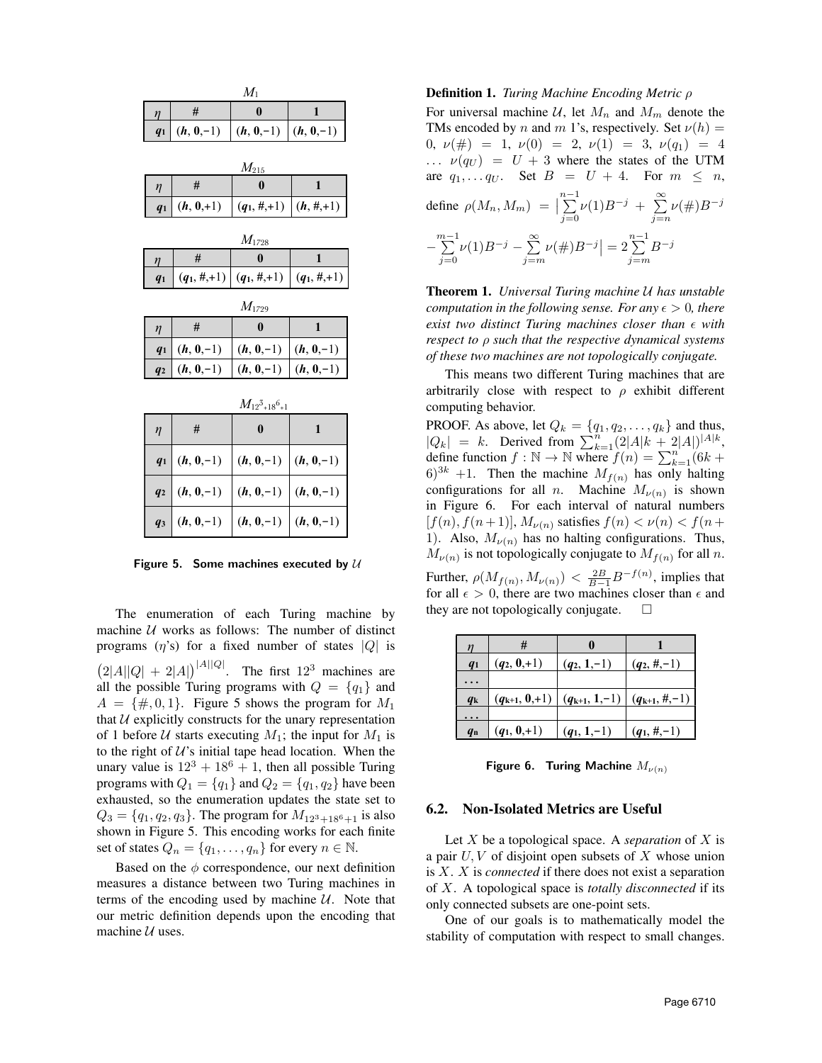$M_1$

| $\eta$ | # | 0 | 1 |
|---|---|---|---|
| $q_1$ | $(h, 0, -1)$ | $(h, 0, -1)$ | $(h, 0, -1)$ |

$M_{215}$

| $\eta$ | # | 0 | 1 |
|---|---|---|---|
| $q_1$ | $(h, 0, +1)$ | $(q_1, \#, +1)$ | $(h, \#, +1)$ |

$M_{1728}$

| $\eta$ | # | 0 | 1 |
|---|---|---|---|
| $q_1$ | $(q_1, \#, +1)$ | $(q_1, \#, +1)$ | $(q_1, \#, +1)$ |

$M_{1729}$

| $\eta$ | # | 0 | 1 |
|---|---|---|---|
| $q_1$ | $(h, 0, -1)$ | $(h, 0, -1)$ | $(h, 0, -1)$ |
| $q_2$ | $(h, 0, -1)$ | $(h, 0, -1)$ | $(h, 0, -1)$ |

$M_{12^3+18^6+1}$

| $\eta$ | # | 0 | 1 |
|---|---|---|---|
| $q_1$ | $(h, 0, -1)$ | $(h, 0, -1)$ | $(h, 0, -1)$ |
| $q_2$ | $(h, 0, -1)$ | $(h, 0, -1)$ | $(h, 0, -1)$ |
| $q_3$ | $(h, 0, -1)$ | $(h, 0, -1)$ | $(h, 0, -1)$ |

**Figure 5. Some machines executed by $\mathcal{U}$**

The enumeration of each Turing machine by machine $\mathcal{U}$ works as follows: The number of distinct programs ($\eta$'s) for a fixed number of states $|Q|$ is $\left(2|A||Q| + 2|A|\right)^{|A||Q|}$. The first $12^3$ machines are all the possible Turing programs with $Q = \{q_1\}$ and $A = \{\#, 0, 1\}$. Figure 5 shows the program for $M_1$ that $\mathcal{U}$ explicitly constructs for the unary representation of 1 before $\mathcal{U}$ starts executing $M_1$; the input for $M_1$ is to the right of $\mathcal{U}$'s initial tape head location. When the unary value is $12^3 + 18^6 + 1$, then all possible Turing programs with $Q_1 = \{q_1\}$ and $Q_2 = \{q_1, q_2\}$ have been exhausted, so the enumeration updates the state set to $Q_3 = \{q_1, q_2, q_3\}$. The program for $M_{12^3+18^6+1}$ is also shown in Figure 5. This encoding works for each finite set of states $Q_n = \{q_1, \ldots, q_n\}$ for every $n \in \mathbb{N}$.

Based on the $\phi$ correspondence, our next definition measures a distance between two Turing machines in terms of the encoding used by machine $\mathcal{U}$. Note that our metric definition depends upon the encoding that machine $\mathcal{U}$ uses.

**Definition 1.** *Turing Machine Encoding Metric $\rho$*

For universal machine $\mathcal{U}$, let $M_n$ and $M_m$ denote the TMs encoded by $n$ and $m$ 1's, respectively. Set $\nu(h) = 0$, $\nu(\#) = 1$, $\nu(0) = 2$, $\nu(1) = 3$, $\nu(q_1) = 4$ $\ldots$ $\nu(q_U) = U + 3$ where the states of the UTM are $q_1, \ldots q_U$. Set $B = U + 4$. For $m \leq n$, define $\rho(M_n, M_m) = \Big|\sum_{j=0}^{n-1} \nu(1)B^{-j} + \sum_{j=n}^{\infty} \nu(\#)B^{-j} - \sum_{j=0}^{m-1} \nu(1)B^{-j} - \sum_{j=m}^{\infty} \nu(\#)B^{-j}\Big| = 2\sum_{j=m}^{n-1} B^{-j}$

**Theorem 1.** *Universal Turing machine $\mathcal{U}$ has unstable computation in the following sense. For any $\epsilon > 0$, there exist two distinct Turing machines closer than $\epsilon$ with respect to $\rho$ such that the respective dynamical systems of these two machines are not topologically conjugate.*

This means two different Turing machines that are arbitrarily close with respect to $\rho$ exhibit different computing behavior.

PROOF. As above, let $Q_k = \{q_1, q_2, \ldots, q_k\}$ and thus, $|Q_k| = k$. Derived from $\sum_{k=1}^{n}(2|A|k + 2|A|)^{|A|k}$, define function $f : \mathbb{N} \to \mathbb{N}$ where $f(n) = \sum_{k=1}^{n}(6k + 6)^{3k} + 1$. Then the machine $M_{f(n)}$ has only halting configurations for all $n$. Machine $M_{\nu(n)}$ is shown in Figure 6. For each interval of natural numbers $[f(n), f(n+1)]$, $M_{\nu(n)}$ satisfies $f(n) < \nu(n) < f(n+1)$. Also, $M_{\nu(n)}$ has no halting configurations. Thus, $M_{\nu(n)}$ is not topologically conjugate to $M_{f(n)}$ for all $n$. Further, $\rho(M_{f(n)}, M_{\nu(n)}) < \frac{2B}{B-1}B^{-f(n)}$, implies that for all $\epsilon > 0$, there are two machines closer than $\epsilon$ and they are not topologically conjugate. $\square$

| $\eta$ | # | 0 | 1 |
|---|---|---|---|
| $q_1$ | $(q_2, 0, +1)$ | $(q_2, 1, -1)$ | $(q_2, \#, -1)$ |
| $\ldots$ | | | |
| $q_k$ | $(q_{k+1}, 0, +1)$ | $(q_{k+1}, 1, -1)$ | $(q_{k+1}, \#, -1)$ |
| $\ldots$ | | | |
| $q_n$ | $(q_1, 0, +1)$ | $(q_1, 1, -1)$ | $(q_1, \#, -1)$ |

**Figure 6. Turing Machine $M_{\nu(n)}$**

## 6.2. Non-Isolated Metrics are Useful

Let $X$ be a topological space. A *separation* of $X$ is a pair $U, V$ of disjoint open subsets of $X$ whose union is $X$. $X$ is *connected* if there does not exist a separation of $X$. A topological space is *totally disconnected* if its only connected subsets are one-point sets.

One of our goals is to mathematically model the stability of computation with respect to small changes.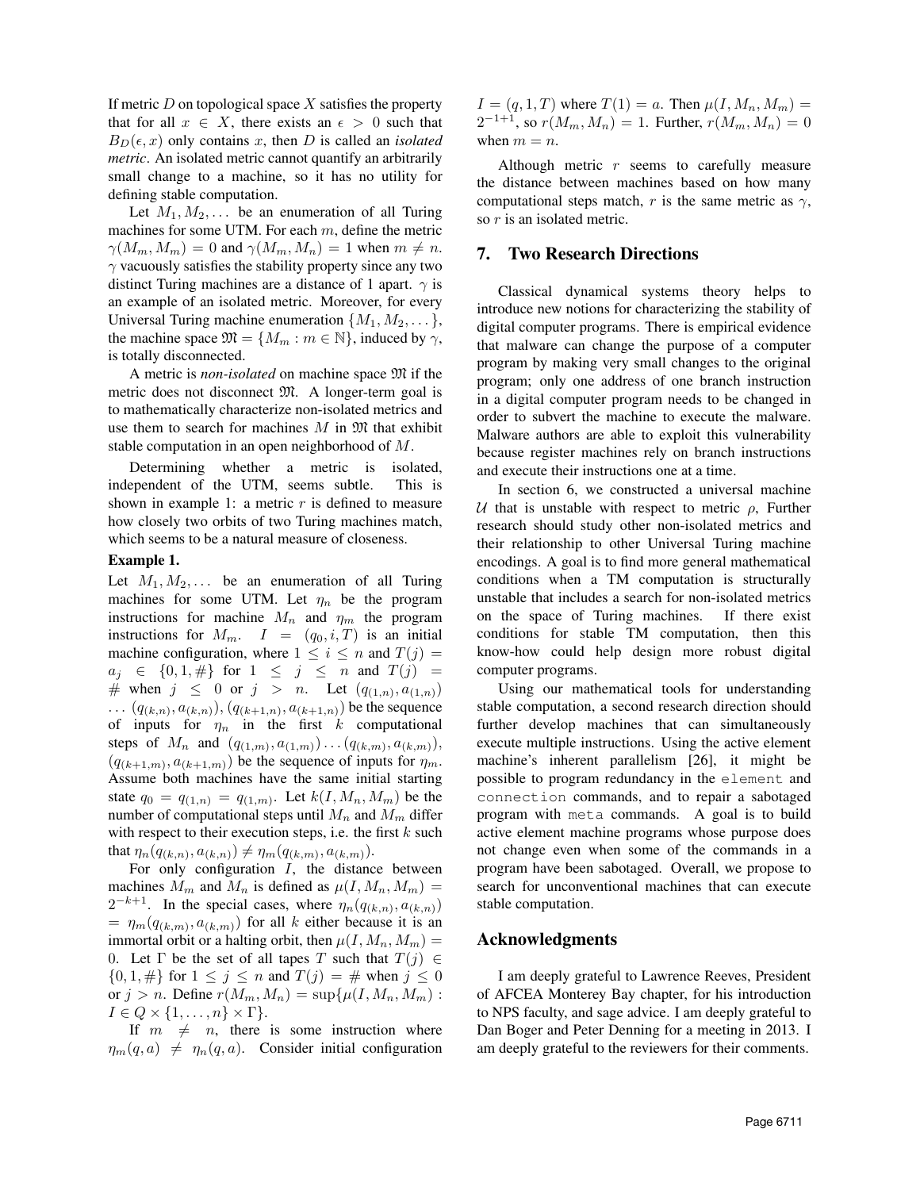If metric $D$ on topological space $X$ satisfies the property that for all $x \in X$, there exists an $\epsilon > 0$ such that $B_D(\epsilon, x)$ only contains $x$, then $D$ is called an *isolated metric*. An isolated metric cannot quantify an arbitrarily small change to a machine, so it has no utility for defining stable computation.

Let $M_1, M_2, \dots$ be an enumeration of all Turing machines for some UTM. For each $m$, define the metric $\gamma(M_m, M_m) = 0$ and $\gamma(M_m, M_n) = 1$ when $m \neq n$. $\gamma$ vacuously satisfies the stability property since any two distinct Turing machines are a distance of 1 apart. $\gamma$ is an example of an isolated metric. Moreover, for every Universal Turing machine enumeration $\{M_1, M_2, \dots\}$, the machine space $\mathfrak{M} = \{M_m : m \in \mathbb{N}\}$, induced by $\gamma$, is totally disconnected.

A metric is *non-isolated* on machine space $\mathfrak{M}$ if the metric does not disconnect $\mathfrak{M}$. A longer-term goal is to mathematically characterize non-isolated metrics and use them to search for machines $M$ in $\mathfrak{M}$ that exhibit stable computation in an open neighborhood of $M$.

Determining whether a metric is isolated, independent of the UTM, seems subtle. This is shown in example 1: a metric $r$ is defined to measure how closely two orbits of two Turing machines match, which seems to be a natural measure of closeness.

**Example 1.**

Let $M_1, M_2, \dots$ be an enumeration of all Turing machines for some UTM. Let $\eta_n$ be the program instructions for machine $M_n$ and $\eta_m$ the program instructions for $M_m$. $I = (q_0, i, T)$ is an initial machine configuration, where $1 \leq i \leq n$ and $T(j) = a_j \in \{0, 1, \#\}$ for $1 \leq j \leq n$ and $T(j) = \#$ when $j \leq 0$ or $j > n$. Let $(q_{(1,n)}, a_{(1,n)}) \dots (q_{(k,n)}, a_{(k,n)}), (q_{(k+1,n)}, a_{(k+1,n)})$ be the sequence of inputs for $\eta_n$ in the first $k$ computational steps of $M_n$ and $(q_{(1,m)}, a_{(1,m)}) \dots (q_{(k,m)}, a_{(k,m)})$, $(q_{(k+1,m)}, a_{(k+1,m)})$ be the sequence of inputs for $\eta_m$. Assume both machines have the same initial starting state $q_0 = q_{(1,n)} = q_{(1,m)}$. Let $k(I, M_n, M_m)$ be the number of computational steps until $M_n$ and $M_m$ differ with respect to their execution steps, i.e. the first $k$ such that $\eta_n(q_{(k,n)}, a_{(k,n)}) \neq \eta_m(q_{(k,m)}, a_{(k,m)})$.

For only configuration $I$, the distance between machines $M_m$ and $M_n$ is defined as $\mu(I, M_n, M_m) = 2^{-k+1}$. In the special cases, where $\eta_n(q_{(k,n)}, a_{(k,n)}) = \eta_m(q_{(k,m)}, a_{(k,m)})$ for all $k$ either because it is an immortal orbit or a halting orbit, then $\mu(I, M_n, M_m) = 0$. Let $\Gamma$ be the set of all tapes $T$ such that $T(j) \in \{0, 1, \#\}$ for $1 \leq j \leq n$ and $T(j) = \#$ when $j \leq 0$ or $j > n$. Define $r(M_m, M_n) = \sup\{\mu(I, M_n, M_m) : I \in Q \times \{1, \dots, n\} \times \Gamma\}$.

If $m \neq n$, there is some instruction where $\eta_m(q, a) \neq \eta_n(q, a)$. Consider initial configuration $I = (q, 1, T)$ where $T(1) = a$. Then $\mu(I, M_n, M_m) = 2^{-1+1}$, so $r(M_m, M_n) = 1$. Further, $r(M_m, M_n) = 0$ when $m = n$.

Although metric $r$ seems to carefully measure the distance between machines based on how many computational steps match, $r$ is the same metric as $\gamma$, so $r$ is an isolated metric.

## 7. Two Research Directions

Classical dynamical systems theory helps to introduce new notions for characterizing the stability of digital computer programs. There is empirical evidence that malware can change the purpose of a computer program by making very small changes to the original program; only one address of one branch instruction in a digital computer program needs to be changed in order to subvert the machine to execute the malware. Malware authors are able to exploit this vulnerability because register machines rely on branch instructions and execute their instructions one at a time.

In section 6, we constructed a universal machine $\mathcal{U}$ that is unstable with respect to metric $\rho$, Further research should study other non-isolated metrics and their relationship to other Universal Turing machine encodings. A goal is to find more general mathematical conditions when a TM computation is structurally unstable that includes a search for non-isolated metrics on the space of Turing machines. If there exist conditions for stable TM computation, then this know-how could help design more robust digital computer programs.

Using our mathematical tools for understanding stable computation, a second research direction should further develop machines that can simultaneously execute multiple instructions. Using the active element machine's inherent parallelism [26], it might be possible to program redundancy in the `element` and `connection` commands, and to repair a sabotaged program with `meta` commands. A goal is to build active element machine programs whose purpose does not change even when some of the commands in a program have been sabotaged. Overall, we propose to search for unconventional machines that can execute stable computation.

## Acknowledgments

I am deeply grateful to Lawrence Reeves, President of AFCEA Monterey Bay chapter, for his introduction to NPS faculty, and sage advice. I am deeply grateful to Dan Boger and Peter Denning for a meeting in 2013. I am deeply grateful to the reviewers for their comments.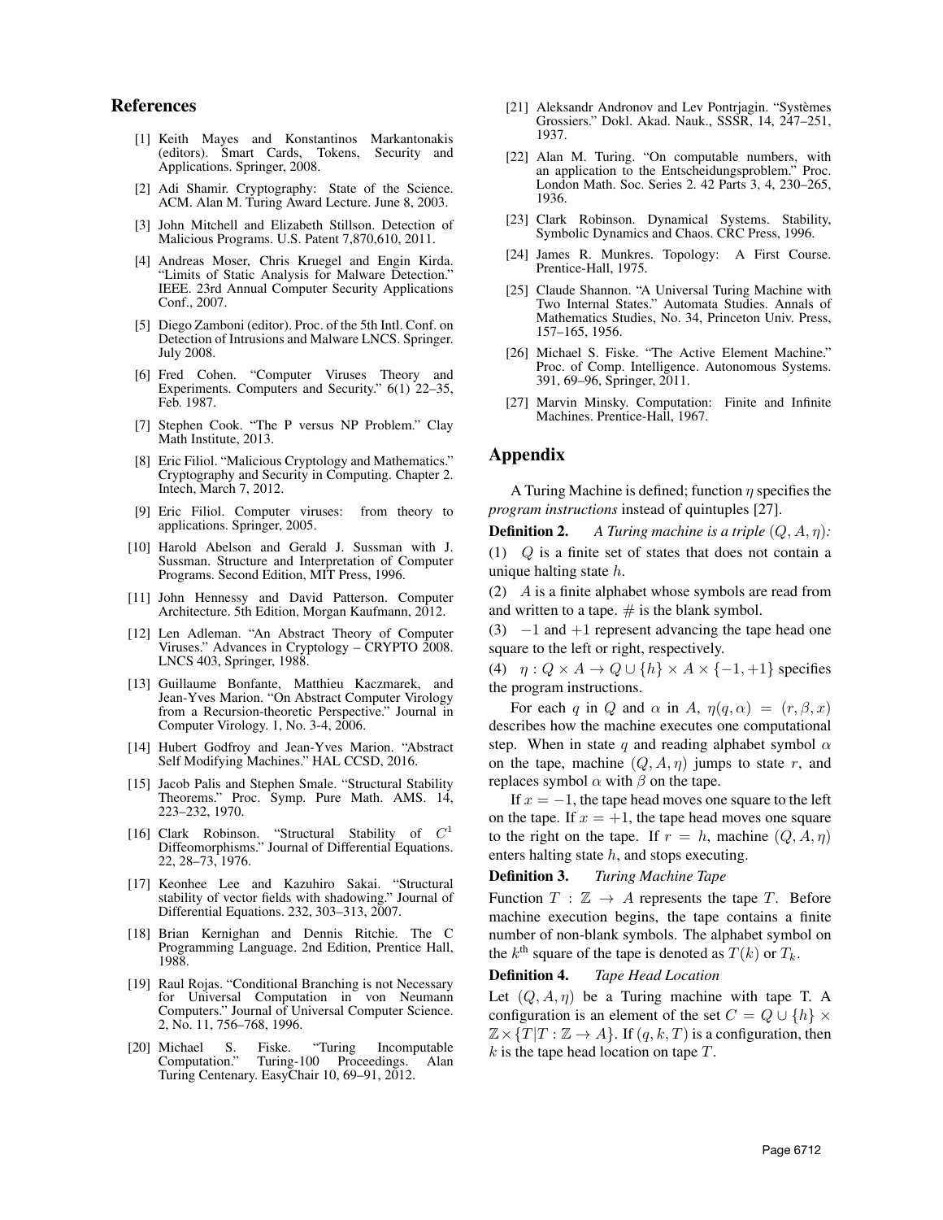## References

[1] Keith Mayes and Konstantinos Markantonakis (editors). Smart Cards, Tokens, Security and Applications. Springer, 2008.

[2] Adi Shamir. Cryptography: State of the Science. ACM. Alan M. Turing Award Lecture. June 8, 2003.

[3] John Mitchell and Elizabeth Stillson. Detection of Malicious Programs. U.S. Patent 7,870,610, 2011.

[4] Andreas Moser, Chris Kruegel and Engin Kirda. "Limits of Static Analysis for Malware Detection." IEEE. 23rd Annual Computer Security Applications Conf., 2007.

[5] Diego Zamboni (editor). Proc. of the 5th Intl. Conf. on Detection of Intrusions and Malware LNCS. Springer. July 2008.

[6] Fred Cohen. "Computer Viruses Theory and Experiments. Computers and Security." 6(1) 22–35, Feb. 1987.

[7] Stephen Cook. "The P versus NP Problem." Clay Math Institute, 2013.

[8] Eric Filiol. "Malicious Cryptology and Mathematics." Cryptography and Security in Computing. Chapter 2. Intech, March 7, 2012.

[9] Eric Filiol. Computer viruses: from theory to applications. Springer, 2005.

[10] Harold Abelson and Gerald J. Sussman with J. Sussman. Structure and Interpretation of Computer Programs. Second Edition, MIT Press, 1996.

[11] John Hennessy and David Patterson. Computer Architecture. 5th Edition, Morgan Kaufmann, 2012.

[12] Len Adleman. "An Abstract Theory of Computer Viruses." Advances in Cryptology – CRYPTO 2008. LNCS 403, Springer, 1988.

[13] Guillaume Bonfante, Matthieu Kaczmarek, and Jean-Yves Marion. "On Abstract Computer Virology from a Recursion-theoretic Perspective." Journal in Computer Virology. 1, No. 3-4, 2006.

[14] Hubert Godfroy and Jean-Yves Marion. "Abstract Self Modifying Machines." HAL CCSD, 2016.

[15] Jacob Palis and Stephen Smale. "Structural Stability Theorems." Proc. Symp. Pure Math. AMS. 14, 223–232, 1970.

[16] Clark Robinson. "Structural Stability of $C^1$ Diffeomorphisms." Journal of Differential Equations. 22, 28–73, 1976.

[17] Keonhee Lee and Kazuhiro Sakai. "Structural stability of vector fields with shadowing." Journal of Differential Equations. 232, 303–313, 2007.

[18] Brian Kernighan and Dennis Ritchie. The C Programming Language. 2nd Edition, Prentice Hall, 1988.

[19] Raul Rojas. "Conditional Branching is not Necessary for Universal Computation in von Neumann Computers." Journal of Universal Computer Science. 2, No. 11, 756–768, 1996.

[20] Michael S. Fiske. "Turing Incomputable Computation." Turing-100 Proceedings. Alan Turing Centenary. EasyChair 10, 69–91, 2012.

[21] Aleksandr Andronov and Lev Pontrjagin. "Systèmes Grossiers." Dokl. Akad. Nauk., SSSR, 14, 247–251, 1937.

[22] Alan M. Turing. "On computable numbers, with an application to the Entscheidungsproblem." Proc. London Math. Soc. Series 2. 42 Parts 3, 4, 230–265, 1936.

[23] Clark Robinson. Dynamical Systems. Stability, Symbolic Dynamics and Chaos. CRC Press, 1996.

[24] James R. Munkres. Topology: A First Course. Prentice-Hall, 1975.

[25] Claude Shannon. "A Universal Turing Machine with Two Internal States." Automata Studies. Annals of Mathematics Studies, No. 34, Princeton Univ. Press, 157–165, 1956.

[26] Michael S. Fiske. "The Active Element Machine." Proc. of Comp. Intelligence. Autonomous Systems. 391, 69–96, Springer, 2011.

[27] Marvin Minsky. Computation: Finite and Infinite Machines. Prentice-Hall, 1967.

## Appendix

A Turing Machine is defined; function $\eta$ specifies the *program instructions* instead of quintuples [27].

**Definition 2.** *A Turing machine is a triple* $(Q, A, \eta)$*:*

(1) $Q$ is a finite set of states that does not contain a unique halting state $h$.

(2) $A$ is a finite alphabet whose symbols are read from and written to a tape. # is the blank symbol.

(3) $-1$ and $+1$ represent advancing the tape head one square to the left or right, respectively.

(4) $\eta : Q \times A \to Q \cup \{h\} \times A \times \{-1, +1\}$ specifies the program instructions.

For each $q$ in $Q$ and $\alpha$ in $A$, $\eta(q, \alpha) = (r, \beta, x)$ describes how the machine executes one computational step. When in state $q$ and reading alphabet symbol $\alpha$ on the tape, machine $(Q, A, \eta)$ jumps to state $r$, and replaces symbol $\alpha$ with $\beta$ on the tape.

If $x = -1$, the tape head moves one square to the left on the tape. If $x = +1$, the tape head moves one square to the right on the tape. If $r = h$, machine $(Q, A, \eta)$ enters halting state $h$, and stops executing.

**Definition 3.** *Turing Machine Tape*

Function $T : \mathbb{Z} \to A$ represents the tape $T$. Before machine execution begins, the tape contains a finite number of non-blank symbols. The alphabet symbol on the $k^{\text{th}}$ square of the tape is denoted as $T(k)$ or $T_k$.

**Definition 4.** *Tape Head Location*

Let $(Q, A, \eta)$ be a Turing machine with tape T. A configuration is an element of the set $C = Q \cup \{h\} \times \mathbb{Z} \times \{T | T : \mathbb{Z} \to A\}$. If $(q, k, T)$ is a configuration, then $k$ is the tape head location on tape $T$.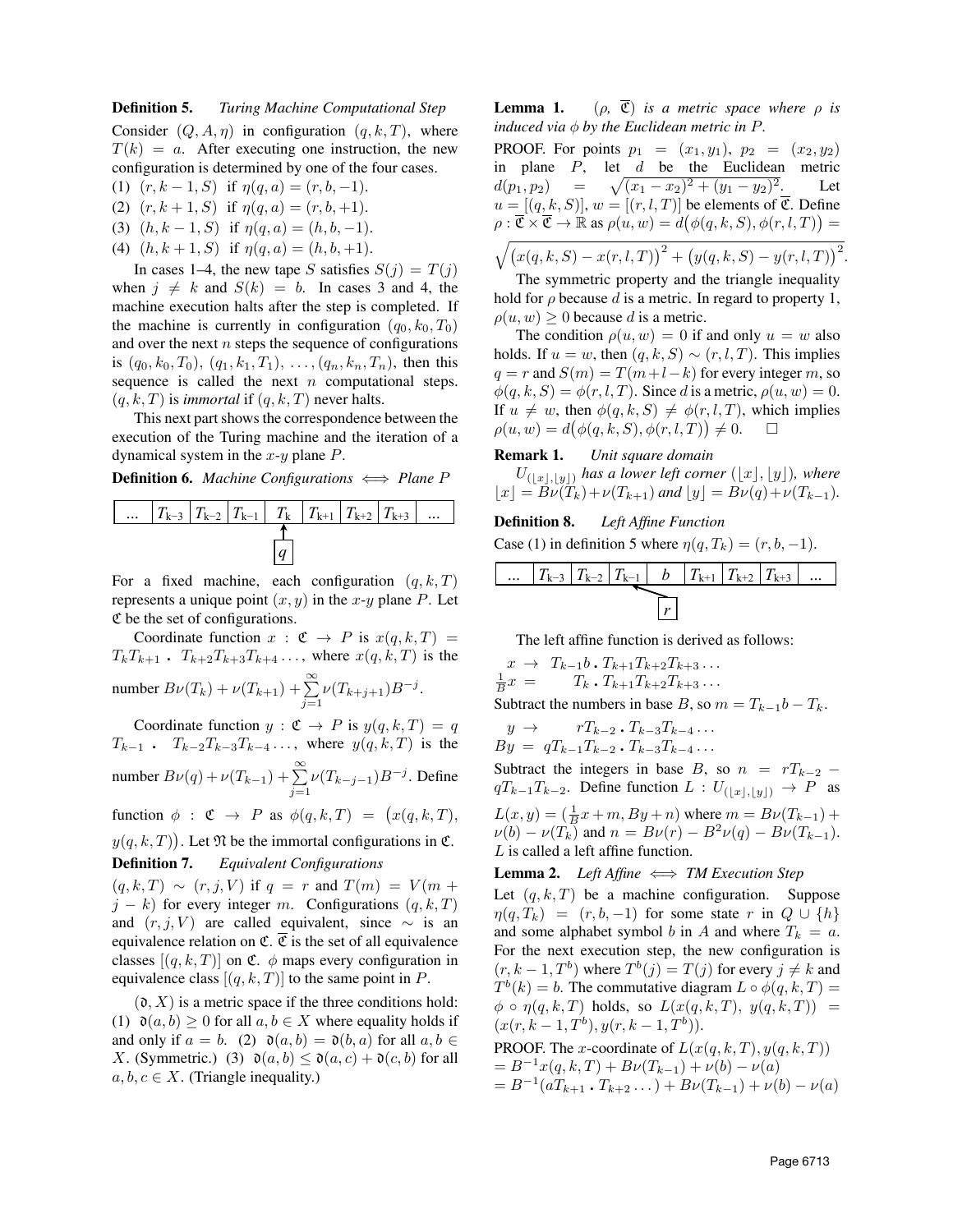**Definition 5.** *Turing Machine Computational Step*

Consider $(Q, A, \eta)$ in configuration $(q, k, T)$, where $T(k) = a$. After executing one instruction, the new configuration is determined by one of the four cases.

(1) $(r, k-1, S)$ if $\eta(q, a) = (r, b, -1)$.
(2) $(r, k+1, S)$ if $\eta(q, a) = (r, b, +1)$.
(3) $(h, k-1, S)$ if $\eta(q, a) = (h, b, -1)$.
(4) $(h, k+1, S)$ if $\eta(q, a) = (h, b, +1)$.

In cases 1–4, the new tape $S$ satisfies $S(j) = T(j)$ when $j \neq k$ and $S(k) = b$. In cases 3 and 4, the machine execution halts after the step is completed. If the machine is currently in configuration $(q_0, k_0, T_0)$ and over the next $n$ steps the sequence of configurations is $(q_0, k_0, T_0)$, $(q_1, k_1, T_1)$, $\ldots$, $(q_n, k_n, T_n)$, then this sequence is called the next $n$ computational steps. $(q, k, T)$ is *immortal* if $(q, k, T)$ never halts.

This next part shows the correspondence between the execution of the Turing machine and the iteration of a dynamical system in the $x$-$y$ plane $P$.

**Definition 6.** *Machine Configurations $\iff$ Plane $P$*

| ... | $T_{k-3}$ | $T_{k-2}$ | $T_{k-1}$ | $T_k$ | $T_{k+1}$ | $T_{k+2}$ | $T_{k+3}$ | ... |
|---|---|---|---|---|---|---|---|---|
| | | | | $\uparrow$ $q$ | | | | |

For a fixed machine, each configuration $(q, k, T)$ represents a unique point $(x, y)$ in the $x$-$y$ plane $P$. Let $\mathfrak{C}$ be the set of configurations.

Coordinate function $x : \mathfrak{C} \to P$ is $x(q, k, T) = T_k T_{k+1} \,.\, T_{k+2} T_{k+3} T_{k+4} \ldots$, where $x(q, k, T)$ is the number $B\nu(T_k) + \nu(T_{k+1}) + \sum_{j=1}^{\infty} \nu(T_{k+j+1}) B^{-j}$.

Coordinate function $y : \mathfrak{C} \to P$ is $y(q, k, T) = q\, T_{k-1} \,.\, T_{k-2} T_{k-3} T_{k-4} \ldots$, where $y(q, k, T)$ is the number $B\nu(q) + \nu(T_{k-1}) + \sum_{j=1}^{\infty} \nu(T_{k-j-1}) B^{-j}$. Define function $\phi : \mathfrak{C} \to P$ as $\phi(q, k, T) = \big(x(q, k, T), y(q, k, T)\big)$. Let $\mathfrak{N}$ be the immortal configurations in $\mathfrak{C}$.

**Definition 7.** *Equivalent Configurations*

$(q, k, T) \sim (r, j, V)$ if $q = r$ and $T(m) = V(m + j - k)$ for every integer $m$. Configurations $(q, k, T)$ and $(r, j, V)$ are called equivalent, since $\sim$ is an equivalence relation on $\mathfrak{C}$. $\overline{\mathfrak{C}}$ is the set of all equivalence classes $[(q, k, T)]$ on $\mathfrak{C}$. $\phi$ maps every configuration in equivalence class $[(q, k, T)]$ to the same point in $P$.

$(\mathfrak{d}, X)$ is a metric space if the three conditions hold: (1) $\mathfrak{d}(a, b) \geq 0$ for all $a, b \in X$ where equality holds if and only if $a = b$. (2) $\mathfrak{d}(a, b) = \mathfrak{d}(b, a)$ for all $a, b \in X$. (Symmetric.) (3) $\mathfrak{d}(a, b) \leq \mathfrak{d}(a, c) + \mathfrak{d}(c, b)$ for all $a, b, c \in X$. (Triangle inequality.)

**Lemma 1.** *$(\rho, \overline{\mathfrak{C}})$ is a metric space where $\rho$ is induced via $\phi$ by the Euclidean metric in $P$.*

PROOF. For points $p_1 = (x_1, y_1)$, $p_2 = (x_2, y_2)$ in plane $P$, let $d$ be the Euclidean metric $d(p_1, p_2) = \sqrt{(x_1 - x_2)^2 + (y_1 - y_2)^2}$. Let $u = [(q, k, S)]$, $w = [(r, l, T)]$ be elements of $\overline{\mathfrak{C}}$. Define $\rho : \overline{\mathfrak{C}} \times \overline{\mathfrak{C}} \to \mathbb{R}$ as $\rho(u, w) = d\big(\phi(q, k, S), \phi(r, l, T)\big) = \sqrt{\big(x(q, k, S) - x(r, l, T)\big)^2 + \big(y(q, k, S) - y(r, l, T)\big)^2}$.

The symmetric property and the triangle inequality hold for $\rho$ because $d$ is a metric. In regard to property 1, $\rho(u, w) \geq 0$ because $d$ is a metric.

The condition $\rho(u, w) = 0$ if and only $u = w$ also holds. If $u = w$, then $(q, k, S) \sim (r, l, T)$. This implies $q = r$ and $S(m) = T(m + l - k)$ for every integer $m$, so $\phi(q, k, S) = \phi(r, l, T)$. Since $d$ is a metric, $\rho(u, w) = 0$. If $u \neq w$, then $\phi(q, k, S) \neq \phi(r, l, T)$, which implies $\rho(u, w) = d\big(\phi(q, k, S), \phi(r, l, T)\big) \neq 0$. $\square$

**Remark 1.** *Unit square domain*

*$U_{(\lfloor x \rfloor, \lfloor y \rfloor)}$ has a lower left corner $(\lfloor x \rfloor, \lfloor y \rfloor)$, where $\lfloor x \rfloor = B\nu(T_k) + \nu(T_{k+1})$ and $\lfloor y \rfloor = B\nu(q) + \nu(T_{k-1})$.*

**Definition 8.** *Left Affine Function*

Case (1) in definition 5 where $\eta(q, T_k) = (r, b, -1)$.

| ... | $T_{k-3}$ | $T_{k-2}$ | $T_{k-1}$ | $b$ | $T_{k+1}$ | $T_{k+2}$ | $T_{k+3}$ | ... |
|---|---|---|---|---|---|---|---|---|
| | | | $\nwarrow$ | $r$ | | | | |

The left affine function is derived as follows:

$$x \;\to\; T_{k-1} b \,.\, T_{k+1} T_{k+2} T_{k+3} \ldots$$
$$\tfrac{1}{B} x \;=\; T_k \,.\, T_{k+1} T_{k+2} T_{k+3} \ldots$$

Subtract the numbers in base $B$, so $m = T_{k-1} b - T_k$.

$$y \;\to\; r T_{k-2} \,.\, T_{k-3} T_{k-4} \ldots$$
$$B y \;=\; q T_{k-1} T_{k-2} \,.\, T_{k-3} T_{k-4} \ldots$$

Subtract the integers in base $B$, so $n = r T_{k-2} - q T_{k-1} T_{k-2}$. Define function $L : U_{(\lfloor x \rfloor, \lfloor y \rfloor)} \to P$ as $L(x, y) = (\frac{1}{B} x + m, By + n)$ where $m = B\nu(T_{k-1}) + \nu(b) - \nu(T_k)$ and $n = B\nu(r) - B^2\nu(q) - B\nu(T_{k-1})$. $L$ is called a left affine function.

**Lemma 2.** *Left Affine $\iff$ TM Execution Step*

Let $(q, k, T)$ be a machine configuration. Suppose $\eta(q, T_k) = (r, b, -1)$ for some state $r$ in $Q \cup \{h\}$ and some alphabet symbol $b$ in $A$ and where $T_k = a$. For the next execution step, the new configuration is $(r, k-1, T^b)$ where $T^b(j) = T(j)$ for every $j \neq k$ and $T^b(k) = b$. The commutative diagram $L \circ \phi(q, k, T) = \phi \circ \eta(q, k, T)$ holds, so $L(x(q, k, T),\, y(q, k, T)) = (x(r, k-1, T^b), y(r, k-1, T^b))$.

PROOF. The $x$-coordinate of $L(x(q, k, T), y(q, k, T))$
$= B^{-1} x(q, k, T) + B\nu(T_{k-1}) + \nu(b) - \nu(a)$
$= B^{-1}(a T_{k+1} \,.\, T_{k+2} \ldots) + B\nu(T_{k-1}) + \nu(b) - \nu(a)$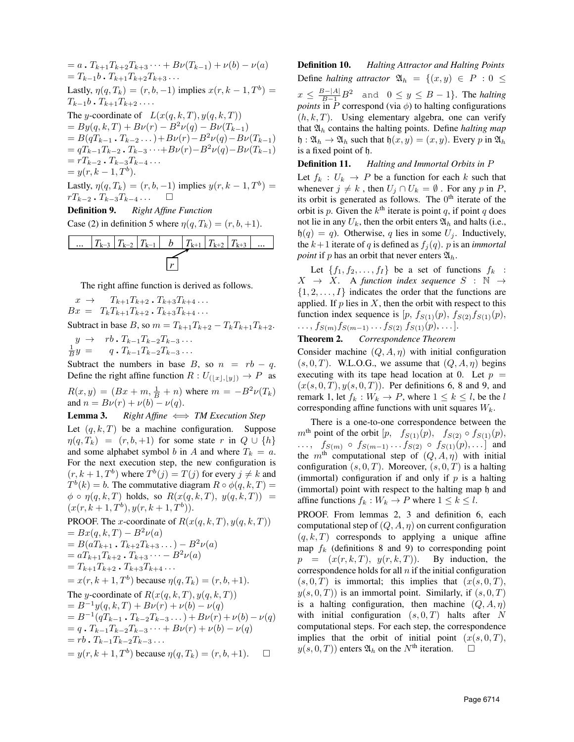$= a \,.\, T_{k+1}T_{k+2}T_{k+3} \cdots + B\nu(T_{k-1}) + \nu(b) - \nu(a)$
$= T_{k-1}b \,.\, T_{k+1}T_{k+2}T_{k+3} \ldots$

Lastly, $\eta(q, T_k) = (r, b, -1)$ implies $x(r, k-1, T^b) = T_{k-1}b \,.\, T_{k+1}T_{k+2} \ldots$.

The $y$-coordinate of $L(x(q,k,T), y(q,k,T))$
$= By(q,k,T) + B\nu(r) - B^2\nu(q) - B\nu(T_{k-1})$
$= B(qT_{k-1} \,.\, T_{k-2} \ldots) + B\nu(r) - B^2\nu(q) - B\nu(T_{k-1})$
$= qT_{k-1}T_{k-2} \,.\, T_{k-3} \cdots + B\nu(r) - B^2\nu(q) - B\nu(T_{k-1})$
$= rT_{k-2} \,.\, T_{k-3}T_{k-4} \ldots$
$= y(r, k-1, T^b)$.

Lastly, $\eta(q, T_k) = (r, b, -1)$ implies $y(r, k-1, T^b) = rT_{k-2} \,.\, T_{k-3}T_{k-4} \ldots$ □

**Definition 9.** *Right Affine Function*

Case (2) in definition 5 where $\eta(q, T_k) = (r, b, +1)$.

| ... | $T_{k-3}$ | $T_{k-2}$ | $T_{k-1}$ | $b$ | $T_{k+1}$ | $T_{k+2}$ | $T_{k+3}$ | ... |
|---|---|---|---|---|---|---|---|---|

$r$

The right affine function is derived as follows.

$$x \;\rightarrow\; T_{k+1}T_{k+2} \,.\, T_{k+3}T_{k+4} \ldots$$
$$Bx \;=\; T_kT_{k+1}T_{k+2} \,.\, T_{k+3}T_{k+4} \ldots$$

Subtract in base $B$, so $m = T_{k+1}T_{k+2} - T_kT_{k+1}T_{k+2}$.

$$y \;\rightarrow\; rb \,.\, T_{k-1}T_{k-2}T_{k-3} \ldots$$
$$\tfrac{1}{B}y \;=\; q \,.\, T_{k-1}T_{k-2}T_{k-3} \ldots$$

Subtract the numbers in base $B$, so $n = rb - q$. Define the right affine function $R : U_{(\lfloor x \rfloor, \lfloor y \rfloor)} \rightarrow P$ as $R(x, y) = (Bx + m, \frac{1}{B} + n)$ where $m = -B^2\nu(T_k)$ and $n = B\nu(r) + \nu(b) - \nu(q)$.

**Lemma 3.** *Right Affine $\iff$ TM Execution Step*

Let $(q, k, T)$ be a machine configuration. Suppose $\eta(q, T_k) = (r, b, +1)$ for some state $r$ in $Q \cup \{h\}$ and some alphabet symbol $b$ in $A$ and where $T_k = a$. For the next execution step, the new configuration is $(r, k+1, T^b)$ where $T^b(j) = T(j)$ for every $j \neq k$ and $T^b(k) = b$. The commutative diagram $R \circ \phi(q, k, T) = \phi \circ \eta(q, k, T)$ holds, so $R(x(q, k, T),\; y(q, k, T)) = (x(r, k+1, T^b), y(r, k+1, T^b))$.

PROOF. The $x$-coordinate of $R(x(q,k,T), y(q,k,T))$
$= Bx(q,k,T) - B^2\nu(a)$
$= B(aT_{k+1} \,.\, T_{k+2}T_{k+3} \ldots) - B^2\nu(a)$
$= aT_{k+1}T_{k+2} \,.\, T_{k+3} \cdots - B^2\nu(a)$
$= T_{k+1}T_{k+2} \,.\, T_{k+3}T_{k+4} \ldots$
$= x(r, k+1, T^b)$ because $\eta(q, T_k) = (r, b, +1)$.

The $y$-coordinate of $R(x(q,k,T), y(q,k,T))$
$= B^{-1}y(q,k,T) + B\nu(r) + \nu(b) - \nu(q)$
$= B^{-1}(qT_{k-1} \,.\, T_{k-2}T_{k-3} \ldots) + B\nu(r) + \nu(b) - \nu(q)$
$= q \,.\, T_{k-1}T_{k-2}T_{k-3} \cdots + B\nu(r) + \nu(b) - \nu(q)$
$= rb \,.\, T_{k-1}T_{k-2}T_{k-3} \ldots$
$= y(r, k+1, T^b)$ because $\eta(q, T_k) = (r, b, +1)$. □

**Definition 10.** *Halting Attractor and Halting Points*

Define *halting attractor* $\mathfrak{A}_h = \{(x, y) \in P : 0 \leq x \leq \frac{B-|A|}{B-1}B^2 \text{ and } 0 \leq y \leq B-1\}$. The *halting points* in $P$ correspond (via $\phi$) to halting configurations $(h, k, T)$. Using elementary algebra, one can verify that $\mathfrak{A}_h$ contains the halting points. Define *halting map* $\mathfrak{h} : \mathfrak{A}_h \rightarrow \mathfrak{A}_h$ such that $\mathfrak{h}(x, y) = (x, y)$. Every $p$ in $\mathfrak{A}_h$ is a fixed point of $\mathfrak{h}$.

**Definition 11.** *Halting and Immortal Orbits in P*

Let $f_k : U_k \rightarrow P$ be a function for each $k$ such that whenever $j \neq k$, then $U_j \cap U_k = \emptyset$. For any $p$ in $P$, its orbit is generated as follows. The $0^{\text{th}}$ iterate of the orbit is $p$. Given the $k^{\text{th}}$ iterate is point $q$, if point $q$ does not lie in any $U_k$, then the orbit enters $\mathfrak{A}_h$ and halts (i.e., $\mathfrak{h}(q) = q$). Otherwise, $q$ lies in some $U_j$. Inductively, the $k+1$ iterate of $q$ is defined as $f_j(q)$. $p$ is an *immortal point* if $p$ has an orbit that never enters $\mathfrak{A}_h$.

Let $\{f_1, f_2, \ldots, f_I\}$ be a set of functions $f_k : X \rightarrow X$. A *function index sequence* $S : \mathbb{N} \rightarrow \{1, 2, \ldots, I\}$ indicates the order that the functions are applied. If $p$ lies in $X$, then the orbit with respect to this function index sequence is $[p,\; f_{S(1)}(p),\; f_{S(2)}f_{S(1)}(p),\; \ldots,\; f_{S(m)}f_{S(m-1)} \ldots f_{S(2)}\; f_{S(1)}(p), \ldots]$.

**Theorem 2.** *Correspondence Theorem*

Consider machine $(Q, A, \eta)$ with initial configuration $(s, 0, T)$. W.L.O.G., we assume that $(Q, A, \eta)$ begins executing with its tape head location at 0. Let $p = (x(s, 0, T), y(s, 0, T))$. Per definitions 6, 8 and 9, and remark 1, let $f_k : W_k \rightarrow P$, where $1 \leq k \leq l$, be the $l$ corresponding affine functions with unit squares $W_k$.

There is a one-to-one correspondence between the $m^{\text{th}}$ point of the orbit $[p,\;\; f_{S(1)}(p),\;\; f_{S(2)} \circ f_{S(1)}(p),\; \ldots,\;\; f_{S(m)} \circ f_{S(m-1)} \ldots f_{S(2)} \circ f_{S(1)}(p), \ldots]$ and the $m^{\text{th}}$ computational step of $(Q, A, \eta)$ with initial configuration $(s, 0, T)$. Moreover, $(s, 0, T)$ is a halting (immortal) configuration if and only if $p$ is a halting (immortal) point with respect to the halting map $\mathfrak{h}$ and affine functions $f_k : W_k \rightarrow P$ where $1 \leq k \leq l$.

PROOF. From lemmas 2, 3 and definition 6, each computational step of $(Q, A, \eta)$ on current configuration $(q, k, T)$ corresponds to applying a unique affine map $f_k$ (definitions 8 and 9) to corresponding point $p = (x(r, k, T),\; y(r, k, T))$. By induction, the correspondence holds for all $n$ if the initial configuration $(s, 0, T)$ is immortal; this implies that $(x(s, 0, T),\; y(s, 0, T))$ is an immortal point. Similarly, if $(s, 0, T)$ is a halting configuration, then machine $(Q, A, \eta)$ with initial configuration $(s, 0, T)$ halts after $N$ computational steps. For each step, the correspondence implies that the orbit of initial point $(x(s, 0, T),\; y(s, 0, T))$ enters $\mathfrak{A}_h$ on the $N^{\text{th}}$ iteration. □